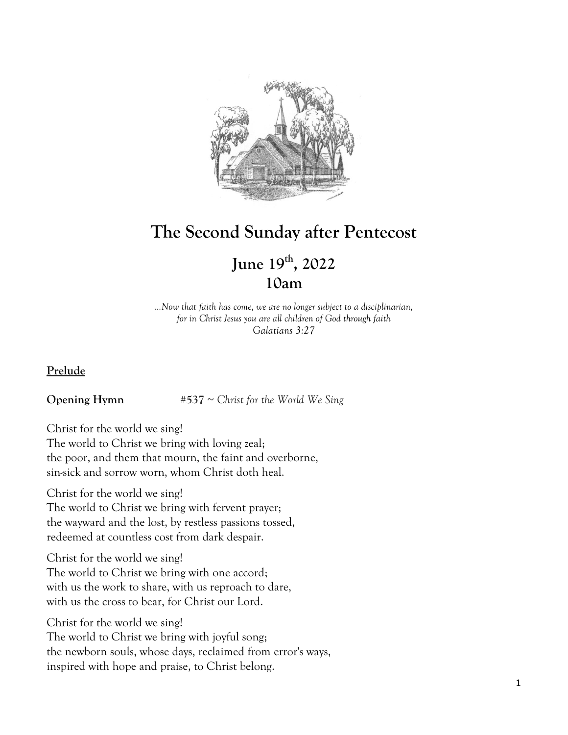# The Second Sunday after Pentecost

## June 19th, 2022
## 10am

*...Now that faith has come, we are no longer subject to a disciplinarian,*
*for in Christ Jesus you are all children of God through faith*
*Galatians 3:27*

**Prelude**

**Opening Hymn** **#537** ~ *Christ for the World We Sing*

Christ for the world we sing!
The world to Christ we bring with loving zeal;
the poor, and them that mourn, the faint and overborne,
sin-sick and sorrow worn, whom Christ doth heal.

Christ for the world we sing!
The world to Christ we bring with fervent prayer;
the wayward and the lost, by restless passions tossed,
redeemed at countless cost from dark despair.

Christ for the world we sing!
The world to Christ we bring with one accord;
with us the work to share, with us reproach to dare,
with us the cross to bear, for Christ our Lord.

Christ for the world we sing!
The world to Christ we bring with joyful song;
the newborn souls, whose days, reclaimed from error's ways,
inspired with hope and praise, to Christ belong.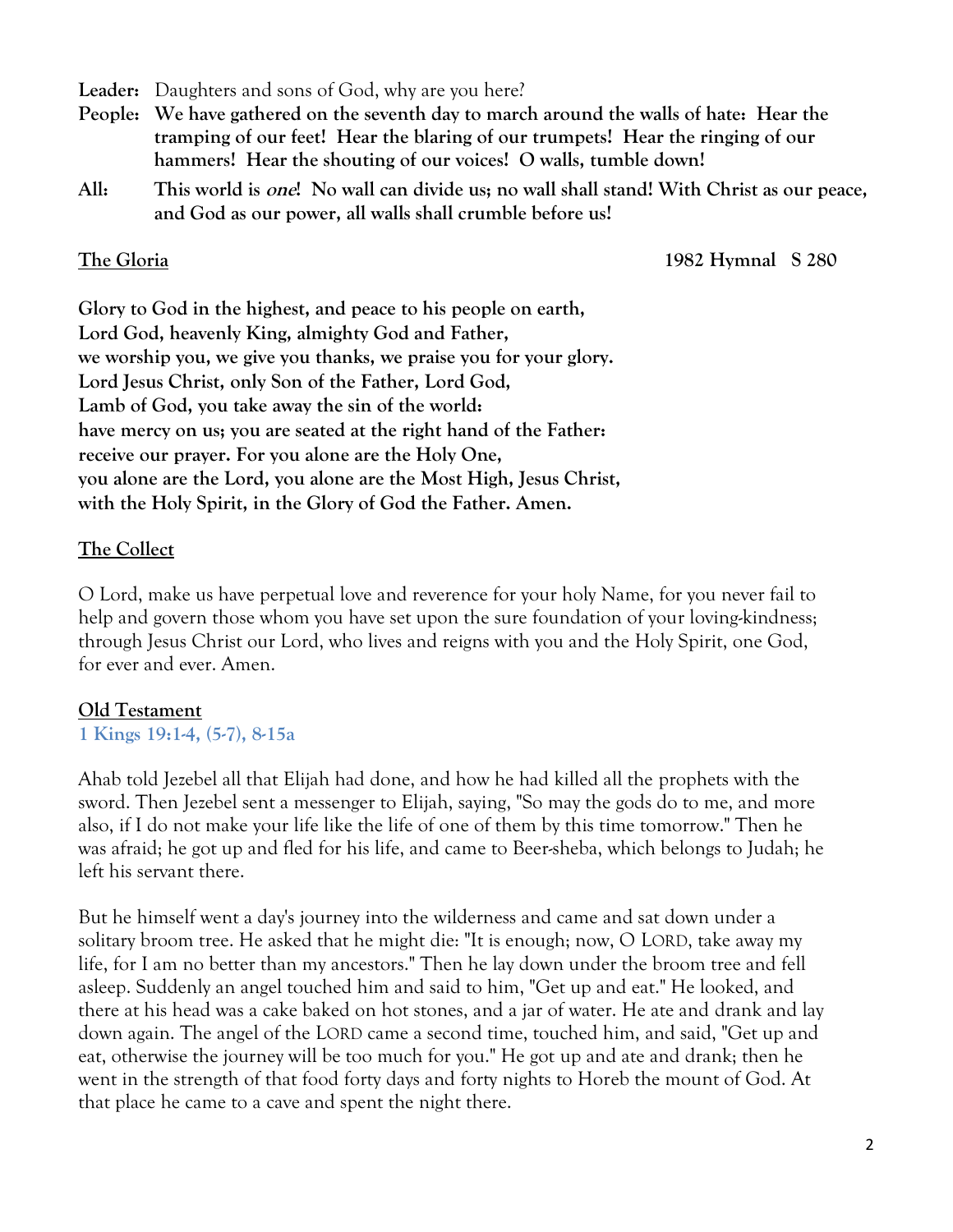**Leader:** Daughters and sons of God, why are you here?

**People:** **We have gathered on the seventh day to march around the walls of hate: Hear the tramping of our feet! Hear the blaring of our trumpets! Hear the ringing of our hammers! Hear the shouting of our voices! O walls, tumble down!**

**All:** **This world is *one*! No wall can divide us; no wall shall stand! With Christ as our peace, and God as our power, all walls shall crumble before us!**

**The Gloria** **1982 Hymnal S 280**

**Glory to God in the highest, and peace to his people on earth,
Lord God, heavenly King, almighty God and Father,
we worship you, we give you thanks, we praise you for your glory.
Lord Jesus Christ, only Son of the Father, Lord God,
Lamb of God, you take away the sin of the world:
have mercy on us; you are seated at the right hand of the Father:
receive our prayer. For you alone are the Holy One,
you alone are the Lord, you alone are the Most High, Jesus Christ,
with the Holy Spirit, in the Glory of God the Father. Amen.**

**The Collect**

O Lord, make us have perpetual love and reverence for your holy Name, for you never fail to help and govern those whom you have set upon the sure foundation of your loving-kindness; through Jesus Christ our Lord, who lives and reigns with you and the Holy Spirit, one God, for ever and ever. Amen.

**Old Testament**

**1 Kings 19:1-4, (5-7), 8-15a**

Ahab told Jezebel all that Elijah had done, and how he had killed all the prophets with the sword. Then Jezebel sent a messenger to Elijah, saying, "So may the gods do to me, and more also, if I do not make your life like the life of one of them by this time tomorrow." Then he was afraid; he got up and fled for his life, and came to Beer-sheba, which belongs to Judah; he left his servant there.

But he himself went a day's journey into the wilderness and came and sat down under a solitary broom tree. He asked that he might die: "It is enough; now, O LORD, take away my life, for I am no better than my ancestors." Then he lay down under the broom tree and fell asleep. Suddenly an angel touched him and said to him, "Get up and eat." He looked, and there at his head was a cake baked on hot stones, and a jar of water. He ate and drank and lay down again. The angel of the LORD came a second time, touched him, and said, "Get up and eat, otherwise the journey will be too much for you." He got up and ate and drank; then he went in the strength of that food forty days and forty nights to Horeb the mount of God. At that place he came to a cave and spent the night there.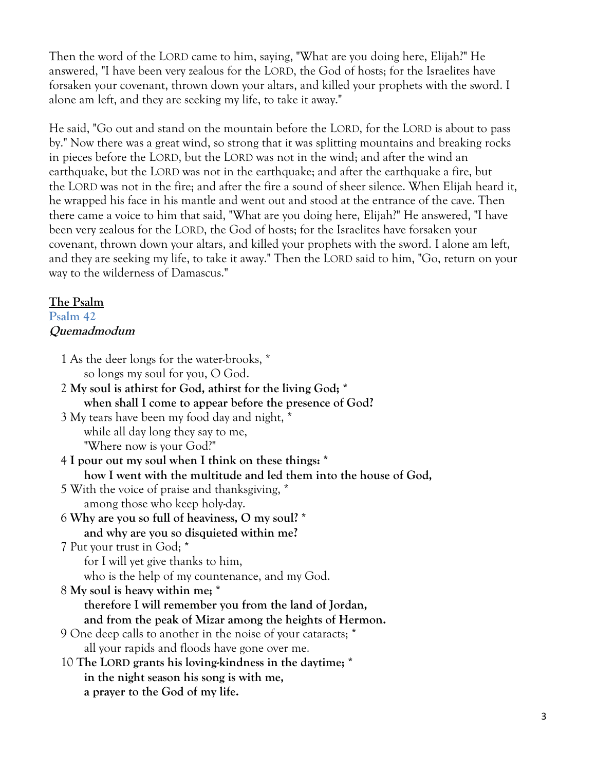Then the word of the LORD came to him, saying, "What are you doing here, Elijah?" He answered, "I have been very zealous for the LORD, the God of hosts; for the Israelites have forsaken your covenant, thrown down your altars, and killed your prophets with the sword. I alone am left, and they are seeking my life, to take it away."

He said, "Go out and stand on the mountain before the LORD, for the LORD is about to pass by." Now there was a great wind, so strong that it was splitting mountains and breaking rocks in pieces before the LORD, but the LORD was not in the wind; and after the wind an earthquake, but the LORD was not in the earthquake; and after the earthquake a fire, but the LORD was not in the fire; and after the fire a sound of sheer silence. When Elijah heard it, he wrapped his face in his mantle and went out and stood at the entrance of the cave. Then there came a voice to him that said, "What are you doing here, Elijah?" He answered, "I have been very zealous for the LORD, the God of hosts; for the Israelites have forsaken your covenant, thrown down your altars, and killed your prophets with the sword. I alone am left, and they are seeking my life, to take it away." Then the LORD said to him, "Go, return on your way to the wilderness of Damascus."

## The Psalm

### Psalm 42

***Quemadmodum***

1 As the deer longs for the water-brooks, *
so longs my soul for you, O God.

**2 My soul is athirst for God, athirst for the living God; *
when shall I come to appear before the presence of God?**

3 My tears have been my food day and night, *
while all day long they say to me,
"Where now is your God?"

**4 I pour out my soul when I think on these things: *
how I went with the multitude and led them into the house of God,**

5 With the voice of praise and thanksgiving, *
among those who keep holy-day.

**6 Why are you so full of heaviness, O my soul? *
and why are you so disquieted within me?**

7 Put your trust in God; *
for I will yet give thanks to him,
who is the help of my countenance, and my God.

**8 My soul is heavy within me; *
therefore I will remember you from the land of Jordan,
and from the peak of Mizar among the heights of Hermon.**

9 One deep calls to another in the noise of your cataracts; *
all your rapids and floods have gone over me.

**10 The LORD grants his loving-kindness in the daytime; *
in the night season his song is with me,
a prayer to the God of my life.**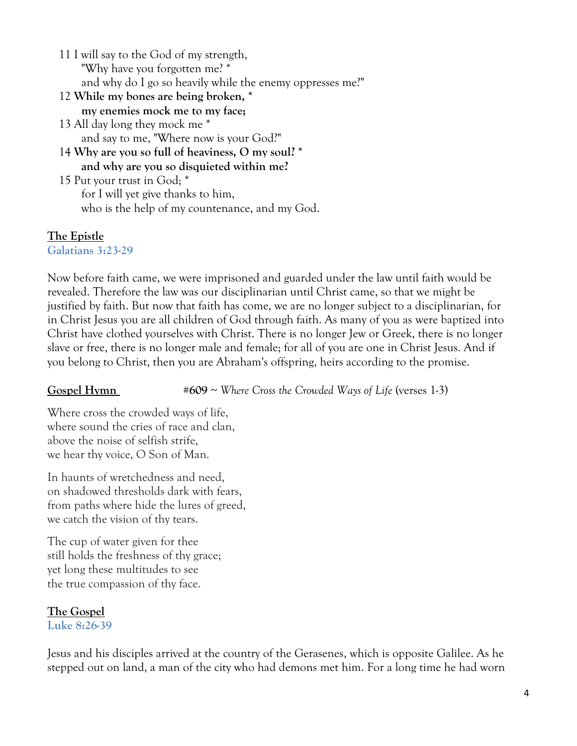11 I will say to the God of my strength,
"Why have you forgotten me? *
and why do I go so heavily while the enemy oppresses me?"

**12 While my bones are being broken, *
my enemies mock me to my face;**

13 All day long they mock me *
and say to me, "Where now is your God?"

**14 Why are you so full of heaviness, O my soul? *
and why are you so disquieted within me?**

15 Put your trust in God; *
for I will yet give thanks to him,
who is the help of my countenance, and my God.

**The Epistle**
**Galatians 3:23-29**

Now before faith came, we were imprisoned and guarded under the law until faith would be revealed. Therefore the law was our disciplinarian until Christ came, so that we might be justified by faith. But now that faith has come, we are no longer subject to a disciplinarian, for in Christ Jesus you are all children of God through faith. As many of you as were baptized into Christ have clothed yourselves with Christ. There is no longer Jew or Greek, there is no longer slave or free, there is no longer male and female; for all of you are one in Christ Jesus. And if you belong to Christ, then you are Abraham's offspring, heirs according to the promise.

**Gospel Hymn** #**609** ~ *Where Cross the Crowded Ways of Life* (verses 1-3)

Where cross the crowded ways of life,
where sound the cries of race and clan,
above the noise of selfish strife,
we hear thy voice, O Son of Man.

In haunts of wretchedness and need,
on shadowed thresholds dark with fears,
from paths where hide the lures of greed,
we catch the vision of thy tears.

The cup of water given for thee
still holds the freshness of thy grace;
yet long these multitudes to see
the true compassion of thy face.

**The Gospel**
**Luke 8:26-39**

Jesus and his disciples arrived at the country of the Gerasenes, which is opposite Galilee. As he stepped out on land, a man of the city who had demons met him. For a long time he had worn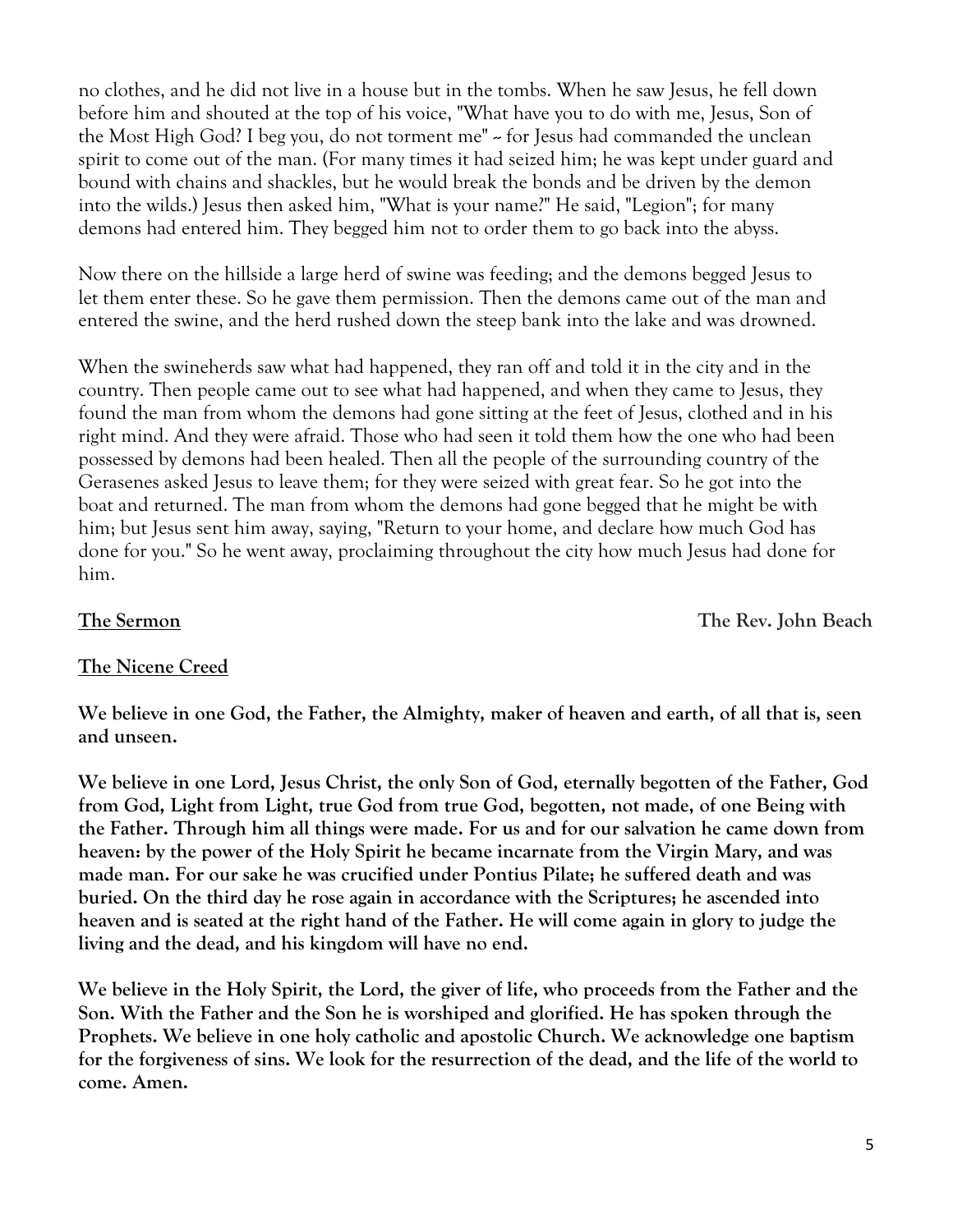no clothes, and he did not live in a house but in the tombs. When he saw Jesus, he fell down before him and shouted at the top of his voice, "What have you to do with me, Jesus, Son of the Most High God? I beg you, do not torment me" ~ for Jesus had commanded the unclean spirit to come out of the man. (For many times it had seized him; he was kept under guard and bound with chains and shackles, but he would break the bonds and be driven by the demon into the wilds.) Jesus then asked him, "What is your name?" He said, "Legion"; for many demons had entered him. They begged him not to order them to go back into the abyss.

Now there on the hillside a large herd of swine was feeding; and the demons begged Jesus to let them enter these. So he gave them permission. Then the demons came out of the man and entered the swine, and the herd rushed down the steep bank into the lake and was drowned.

When the swineherds saw what had happened, they ran off and told it in the city and in the country. Then people came out to see what had happened, and when they came to Jesus, they found the man from whom the demons had gone sitting at the feet of Jesus, clothed and in his right mind. And they were afraid. Those who had seen it told them how the one who had been possessed by demons had been healed. Then all the people of the surrounding country of the Gerasenes asked Jesus to leave them; for they were seized with great fear. So he got into the boat and returned. The man from whom the demons had gone begged that he might be with him; but Jesus sent him away, saying, "Return to your home, and declare how much God has done for you." So he went away, proclaiming throughout the city how much Jesus had done for him.

**The Sermon** **The Rev. John Beach**

**The Nicene Creed**

**We believe in one God, the Father, the Almighty, maker of heaven and earth, of all that is, seen and unseen.**

**We believe in one Lord, Jesus Christ, the only Son of God, eternally begotten of the Father, God from God, Light from Light, true God from true God, begotten, not made, of one Being with the Father. Through him all things were made. For us and for our salvation he came down from heaven: by the power of the Holy Spirit he became incarnate from the Virgin Mary, and was made man. For our sake he was crucified under Pontius Pilate; he suffered death and was buried. On the third day he rose again in accordance with the Scriptures; he ascended into heaven and is seated at the right hand of the Father. He will come again in glory to judge the living and the dead, and his kingdom will have no end.**

**We believe in the Holy Spirit, the Lord, the giver of life, who proceeds from the Father and the Son. With the Father and the Son he is worshiped and glorified. He has spoken through the Prophets. We believe in one holy catholic and apostolic Church. We acknowledge one baptism for the forgiveness of sins. We look for the resurrection of the dead, and the life of the world to come. Amen.**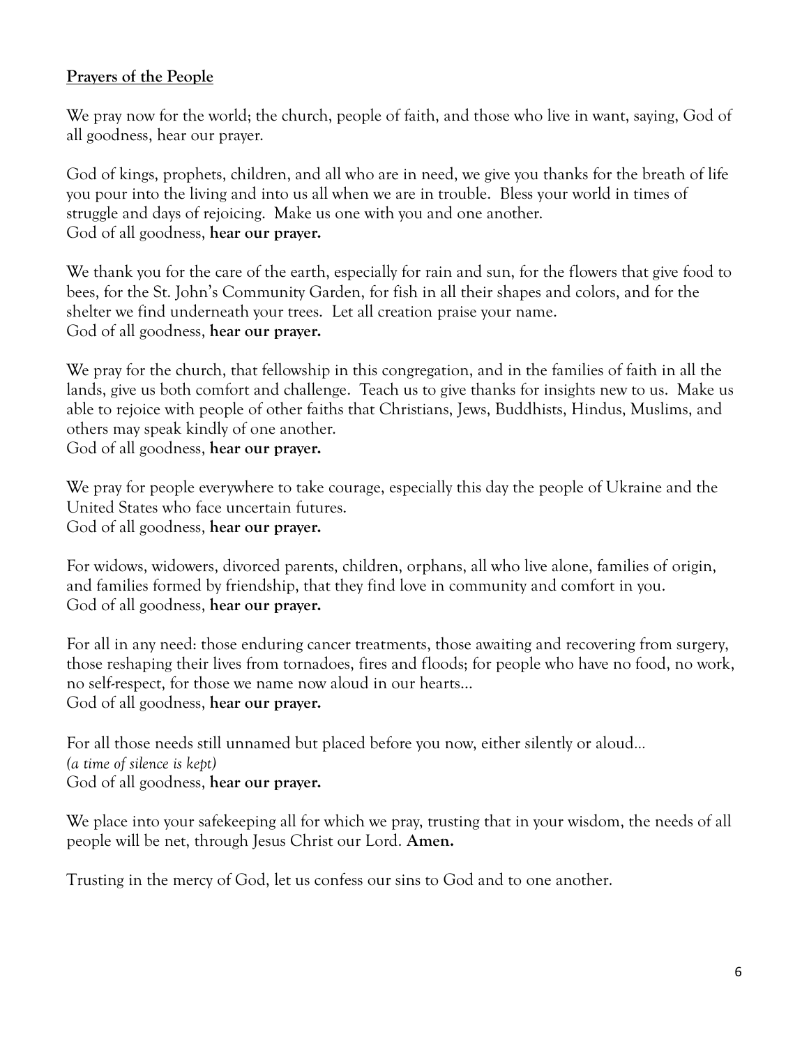**Prayers of the People**

We pray now for the world; the church, people of faith, and those who live in want, saying, God of all goodness, hear our prayer.

God of kings, prophets, children, and all who are in need, we give you thanks for the breath of life you pour into the living and into us all when we are in trouble. Bless your world in times of struggle and days of rejoicing. Make us one with you and one another.
God of all goodness, **hear our prayer.**

We thank you for the care of the earth, especially for rain and sun, for the flowers that give food to bees, for the St. John's Community Garden, for fish in all their shapes and colors, and for the shelter we find underneath your trees. Let all creation praise your name.
God of all goodness, **hear our prayer.**

We pray for the church, that fellowship in this congregation, and in the families of faith in all the lands, give us both comfort and challenge. Teach us to give thanks for insights new to us. Make us able to rejoice with people of other faiths that Christians, Jews, Buddhists, Hindus, Muslims, and others may speak kindly of one another.
God of all goodness, **hear our prayer.**

We pray for people everywhere to take courage, especially this day the people of Ukraine and the United States who face uncertain futures.
God of all goodness, **hear our prayer.**

For widows, widowers, divorced parents, children, orphans, all who live alone, families of origin, and families formed by friendship, that they find love in community and comfort in you.
God of all goodness, **hear our prayer.**

For all in any need: those enduring cancer treatments, those awaiting and recovering from surgery, those reshaping their lives from tornadoes, fires and floods; for people who have no food, no work, no self-respect, for those we name now aloud in our hearts…
God of all goodness, **hear our prayer.**

For all those needs still unnamed but placed before you now, either silently or aloud…
*(a time of silence is kept)*
God of all goodness, **hear our prayer.**

We place into your safekeeping all for which we pray, trusting that in your wisdom, the needs of all people will be net, through Jesus Christ our Lord. **Amen.**

Trusting in the mercy of God, let us confess our sins to God and to one another.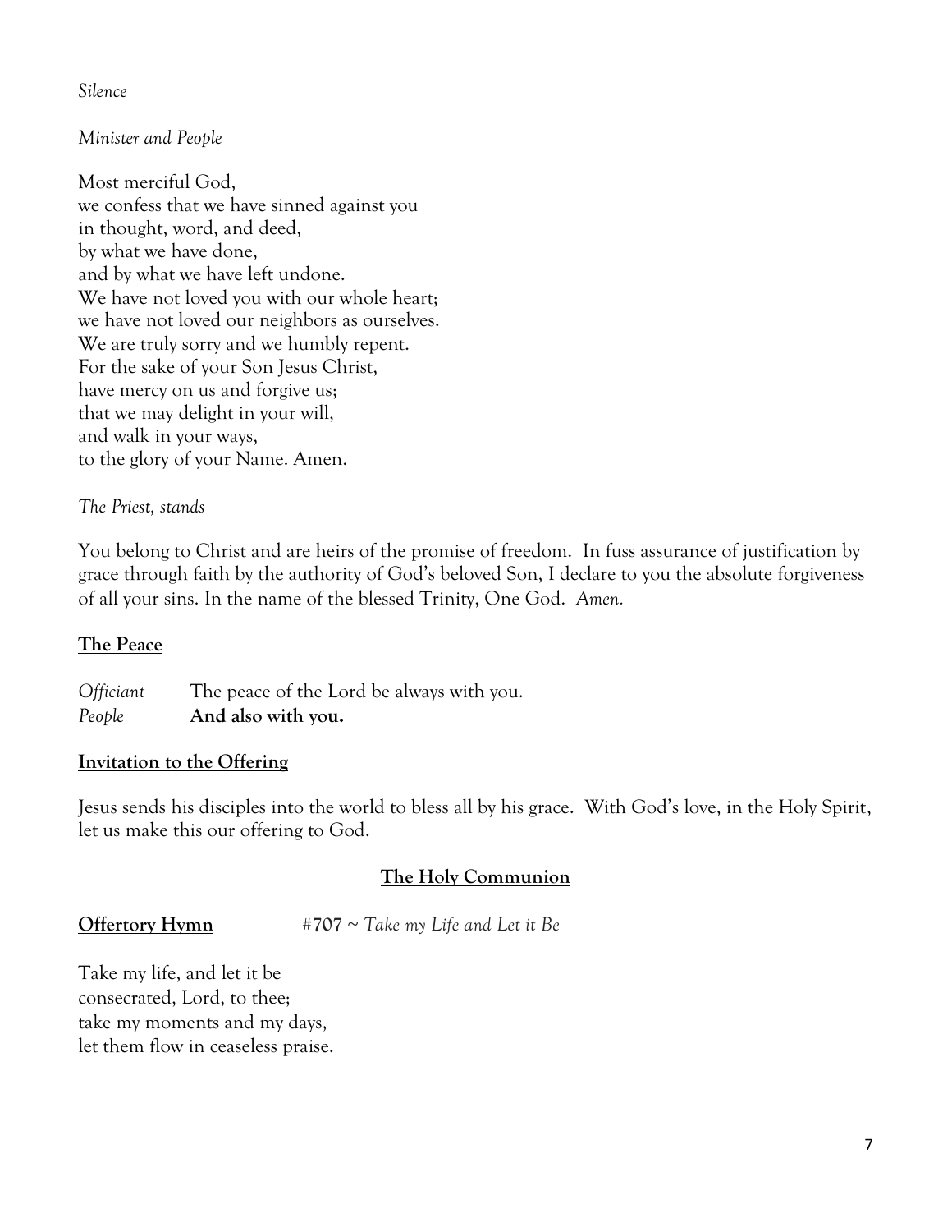*Silence*

*Minister and People*

Most merciful God,  
we confess that we have sinned against you  
in thought, word, and deed,  
by what we have done,  
and by what we have left undone.  
We have not loved you with our whole heart;  
we have not loved our neighbors as ourselves.  
We are truly sorry and we humbly repent.  
For the sake of your Son Jesus Christ,  
have mercy on us and forgive us;  
that we may delight in your will,  
and walk in your ways,  
to the glory of your Name. Amen.

*The Priest, stands*

You belong to Christ and are heirs of the promise of freedom. In fuss assurance of justification by grace through faith by the authority of God's beloved Son, I declare to you the absolute forgiveness of all your sins. In the name of the blessed Trinity, One God. *Amen.*

**The Peace**

*Officiant* The peace of the Lord be always with you.  
*People* **And also with you.**

**Invitation to the Offering**

Jesus sends his disciples into the world to bless all by his grace. With God's love, in the Holy Spirit, let us make this our offering to God.

## The Holy Communion

**Offertory Hymn** #707 ~ *Take my Life and Let it Be*

Take my life, and let it be  
consecrated, Lord, to thee;  
take my moments and my days,  
let them flow in ceaseless praise.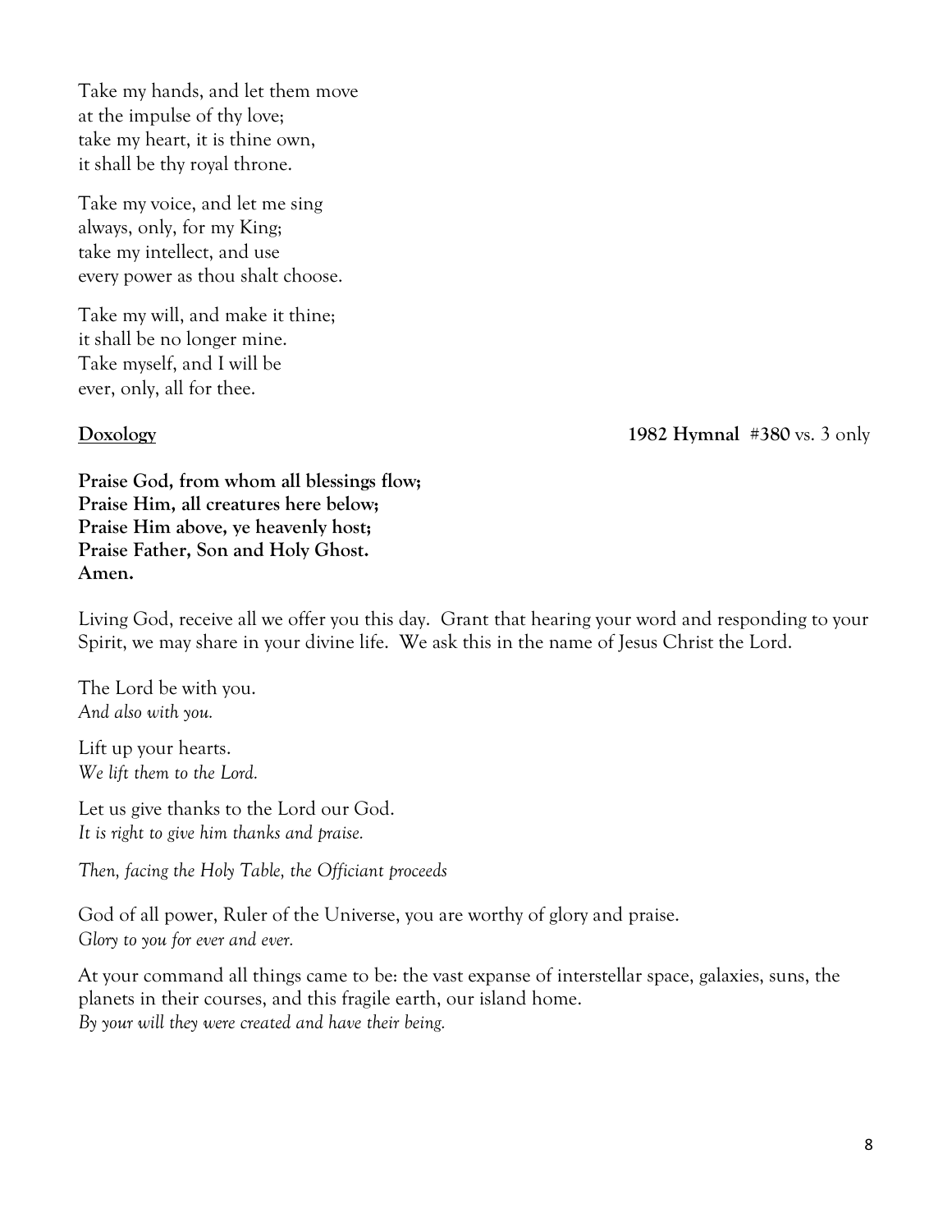Take my hands, and let them move
at the impulse of thy love;
take my heart, it is thine own,
it shall be thy royal throne.

Take my voice, and let me sing
always, only, for my King;
take my intellect, and use
every power as thou shalt choose.

Take my will, and make it thine;
it shall be no longer mine.
Take myself, and I will be
ever, only, all for thee.

<u>**Doxology**</u> **1982 Hymnal** **#380** vs. 3 only

**Praise God, from whom all blessings flow;**
**Praise Him, all creatures here below;**
**Praise Him above, ye heavenly host;**
**Praise Father, Son and Holy Ghost.**
**Amen.**

Living God, receive all we offer you this day. Grant that hearing your word and responding to your Spirit, we may share in your divine life. We ask this in the name of Jesus Christ the Lord.

The Lord be with you.
*And also with you.*

Lift up your hearts.
*We lift them to the Lord.*

Let us give thanks to the Lord our God.
*It is right to give him thanks and praise.*

*Then, facing the Holy Table, the Officiant proceeds*

God of all power, Ruler of the Universe, you are worthy of glory and praise.
*Glory to you for ever and ever.*

At your command all things came to be: the vast expanse of interstellar space, galaxies, suns, the planets in their courses, and this fragile earth, our island home.
*By your will they were created and have their being.*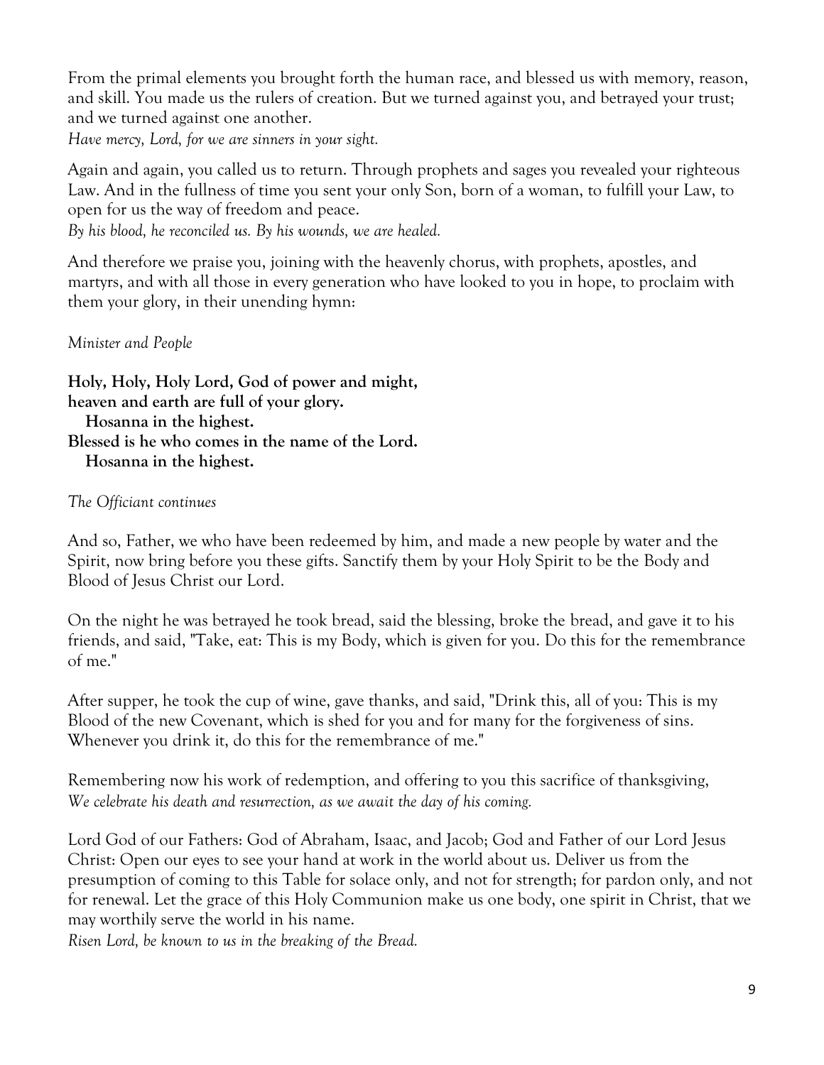From the primal elements you brought forth the human race, and blessed us with memory, reason, and skill. You made us the rulers of creation. But we turned against you, and betrayed your trust; and we turned against one another.
*Have mercy, Lord, for we are sinners in your sight.*

Again and again, you called us to return. Through prophets and sages you revealed your righteous Law. And in the fullness of time you sent your only Son, born of a woman, to fulfill your Law, to open for us the way of freedom and peace.
*By his blood, he reconciled us. By his wounds, we are healed.*

And therefore we praise you, joining with the heavenly chorus, with prophets, apostles, and martyrs, and with all those in every generation who have looked to you in hope, to proclaim with them your glory, in their unending hymn:

*Minister and People*

**Holy, Holy, Holy Lord, God of power and might,**
**heaven and earth are full of your glory.**
**Hosanna in the highest.**
**Blessed is he who comes in the name of the Lord.**
**Hosanna in the highest.**

*The Officiant continues*

And so, Father, we who have been redeemed by him, and made a new people by water and the Spirit, now bring before you these gifts. Sanctify them by your Holy Spirit to be the Body and Blood of Jesus Christ our Lord.

On the night he was betrayed he took bread, said the blessing, broke the bread, and gave it to his friends, and said, "Take, eat: This is my Body, which is given for you. Do this for the remembrance of me."

After supper, he took the cup of wine, gave thanks, and said, "Drink this, all of you: This is my Blood of the new Covenant, which is shed for you and for many for the forgiveness of sins. Whenever you drink it, do this for the remembrance of me."

Remembering now his work of redemption, and offering to you this sacrifice of thanksgiving,
*We celebrate his death and resurrection, as we await the day of his coming.*

Lord God of our Fathers: God of Abraham, Isaac, and Jacob; God and Father of our Lord Jesus Christ: Open our eyes to see your hand at work in the world about us. Deliver us from the presumption of coming to this Table for solace only, and not for strength; for pardon only, and not for renewal. Let the grace of this Holy Communion make us one body, one spirit in Christ, that we may worthily serve the world in his name.
*Risen Lord, be known to us in the breaking of the Bread.*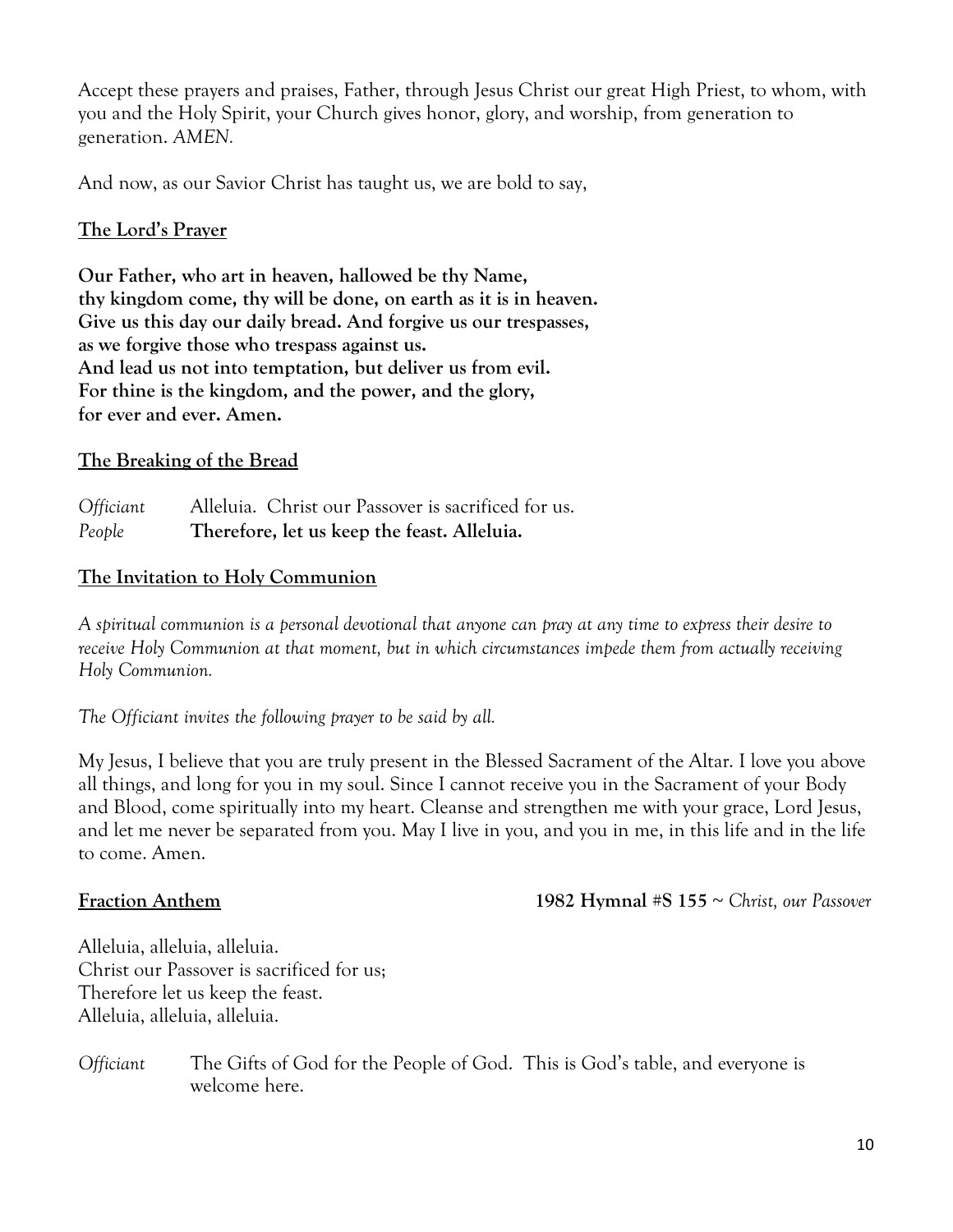Accept these prayers and praises, Father, through Jesus Christ our great High Priest, to whom, with you and the Holy Spirit, your Church gives honor, glory, and worship, from generation to generation. *AMEN.*

And now, as our Savior Christ has taught us, we are bold to say,

## The Lord's Prayer

**Our Father, who art in heaven, hallowed be thy Name,**
**thy kingdom come, thy will be done, on earth as it is in heaven.**
**Give us this day our daily bread. And forgive us our trespasses,**
**as we forgive those who trespass against us.**
**And lead us not into temptation, but deliver us from evil.**
**For thine is the kingdom, and the power, and the glory,**
**for ever and ever. Amen.**

## The Breaking of the Bread

*Officiant* Alleluia. Christ our Passover is sacrificed for us.
*People* **Therefore, let us keep the feast. Alleluia.**

## The Invitation to Holy Communion

*A spiritual communion is a personal devotional that anyone can pray at any time to express their desire to receive Holy Communion at that moment, but in which circumstances impede them from actually receiving Holy Communion.*

*The Officiant invites the following prayer to be said by all.*

My Jesus, I believe that you are truly present in the Blessed Sacrament of the Altar. I love you above all things, and long for you in my soul. Since I cannot receive you in the Sacrament of your Body and Blood, come spiritually into my heart. Cleanse and strengthen me with your grace, Lord Jesus, and let me never be separated from you. May I live in you, and you in me, in this life and in the life to come. Amen.

## Fraction Anthem

**1982 Hymnal #S 155** ~ *Christ, our Passover*

Alleluia, alleluia, alleluia.
Christ our Passover is sacrificed for us;
Therefore let us keep the feast.
Alleluia, alleluia, alleluia.

*Officiant* The Gifts of God for the People of God. This is God's table, and everyone is welcome here.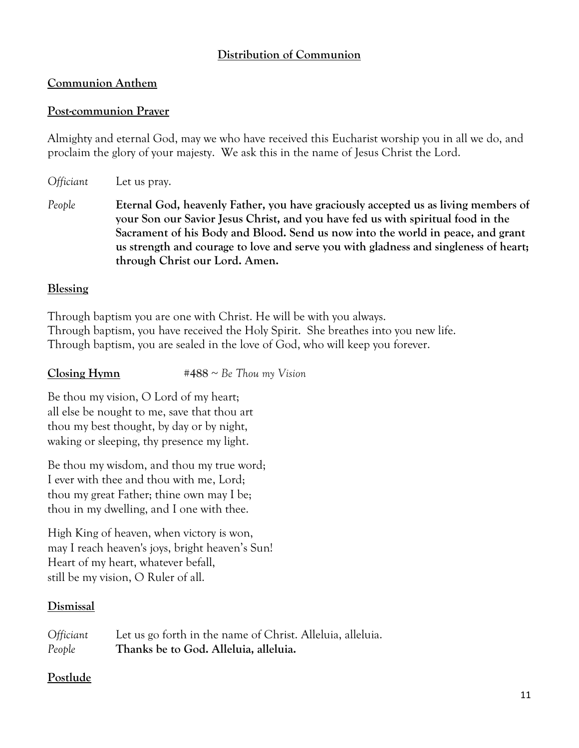## Distribution of Communion

**Communion Anthem**

**Post-communion Prayer**

Almighty and eternal God, may we who have received this Eucharist worship you in all we do, and proclaim the glory of your majesty. We ask this in the name of Jesus Christ the Lord.

*Officiant* Let us pray.

*People* **Eternal God, heavenly Father, you have graciously accepted us as living members of your Son our Savior Jesus Christ, and you have fed us with spiritual food in the Sacrament of his Body and Blood. Send us now into the world in peace, and grant us strength and courage to love and serve you with gladness and singleness of heart; through Christ our Lord. Amen.**

**Blessing**

Through baptism you are one with Christ. He will be with you always.
Through baptism, you have received the Holy Spirit. She breathes into you new life.
Through baptism, you are sealed in the love of God, who will keep you forever.

**Closing Hymn** **#488** ~ *Be Thou my Vision*

Be thou my vision, O Lord of my heart;
all else be nought to me, save that thou art
thou my best thought, by day or by night,
waking or sleeping, thy presence my light.

Be thou my wisdom, and thou my true word;
I ever with thee and thou with me, Lord;
thou my great Father; thine own may I be;
thou in my dwelling, and I one with thee.

High King of heaven, when victory is won,
may I reach heaven's joys, bright heaven's Sun!
Heart of my heart, whatever befall,
still be my vision, O Ruler of all.

**Dismissal**

*Officiant* Let us go forth in the name of Christ. Alleluia, alleluia.
*People* **Thanks be to God. Alleluia, alleluia.**

**Postlude**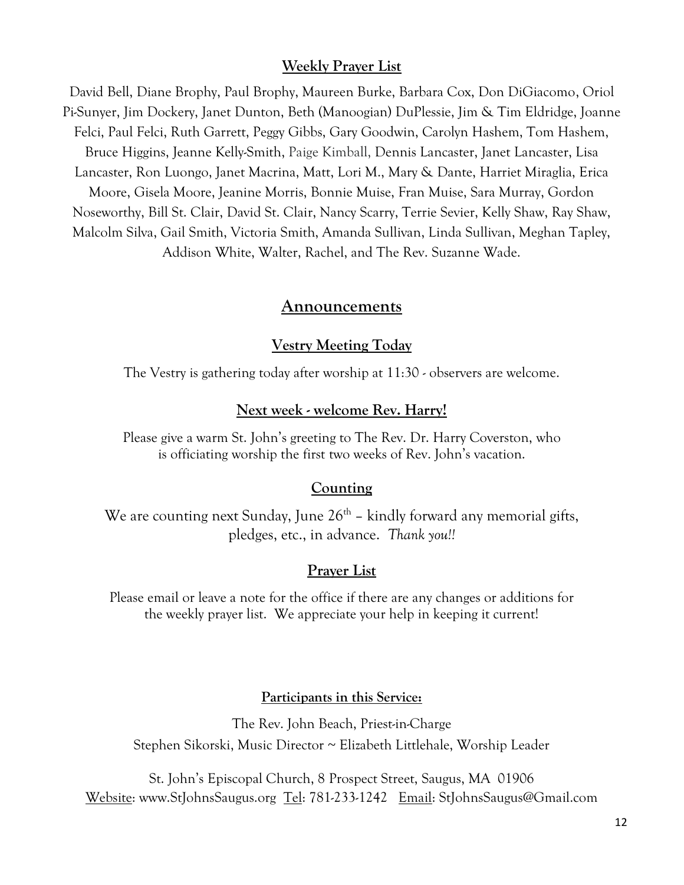## Weekly Prayer List

David Bell, Diane Brophy, Paul Brophy, Maureen Burke, Barbara Cox, Don DiGiacomo, Oriol Pi-Sunyer, Jim Dockery, Janet Dunton, Beth (Manoogian) DuPlessie, Jim & Tim Eldridge, Joanne Felci, Paul Felci, Ruth Garrett, Peggy Gibbs, Gary Goodwin, Carolyn Hashem, Tom Hashem, Bruce Higgins, Jeanne Kelly-Smith, Paige Kimball, Dennis Lancaster, Janet Lancaster, Lisa Lancaster, Ron Luongo, Janet Macrina, Matt, Lori M., Mary & Dante, Harriet Miraglia, Erica Moore, Gisela Moore, Jeanine Morris, Bonnie Muise, Fran Muise, Sara Murray, Gordon Noseworthy, Bill St. Clair, David St. Clair, Nancy Scarry, Terrie Sevier, Kelly Shaw, Ray Shaw, Malcolm Silva, Gail Smith, Victoria Smith, Amanda Sullivan, Linda Sullivan, Meghan Tapley, Addison White, Walter, Rachel, and The Rev. Suzanne Wade.

# Announcements

## Vestry Meeting Today

The Vestry is gathering today after worship at 11:30 - observers are welcome.

## Next week - welcome Rev. Harry!

Please give a warm St. John's greeting to The Rev. Dr. Harry Coverston, who is officiating worship the first two weeks of Rev. John's vacation.

## Counting

We are counting next Sunday, June 26th – kindly forward any memorial gifts, pledges, etc., in advance. *Thank you!!*

## Prayer List

Please email or leave a note for the office if there are any changes or additions for the weekly prayer list. We appreciate your help in keeping it current!

**Participants in this Service:**

The Rev. John Beach, Priest-in-Charge
Stephen Sikorski, Music Director ~ Elizabeth Littlehale, Worship Leader

St. John's Episcopal Church, 8 Prospect Street, Saugus, MA 01906
Website: www.StJohnsSaugus.org Tel: 781-233-1242 Email: StJohnsSaugus@Gmail.com